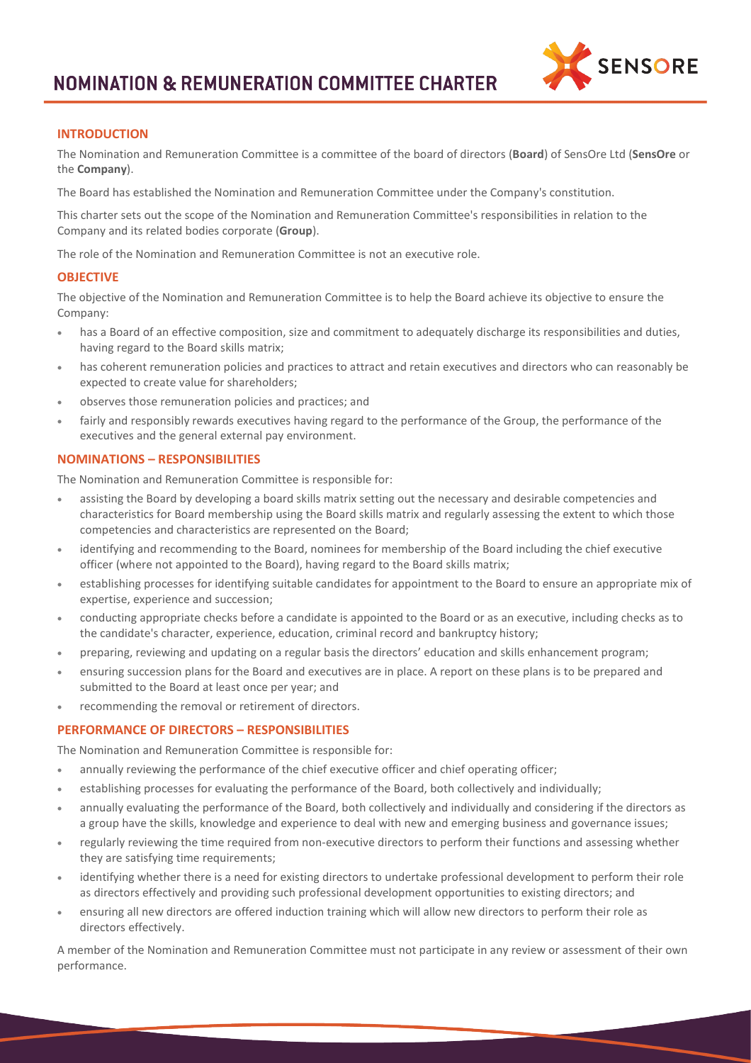# NOMINATION & REMUNERATION COMMITTEE CHARTER

## INTRODUCTION

The Nomination and Remuneration Committee is a committee of the board of directors (**Board**) of SensOre Ltd (**SensOre** or the **Company**).

The Board has established the Nomination and Remuneration Committee under the Company's constitution.

This charter sets out the scope of the Nomination and Remuneration Committee's responsibilities in relation to the Company and its related bodies corporate (**Group**).

The role of the Nomination and Remuneration Committee is not an executive role.

## OBJECTIVE

The objective of the Nomination and Remuneration Committee is to help the Board achieve its objective to ensure the Company:

- has a Board of an effective composition, size and commitment to adequately discharge its responsibilities and duties, having regard to the Board skills matrix;
- has coherent remuneration policies and practices to attract and retain executives and directors who can reasonably be expected to create value for shareholders;
- observes those remuneration policies and practices; and
- fairly and responsibly rewards executives having regard to the performance of the Group, the performance of the executives and the general external pay environment.

## NOMINATIONS – RESPONSIBILITIES

The Nomination and Remuneration Committee is responsible for:

- assisting the Board by developing a board skills matrix setting out the necessary and desirable competencies and characteristics for Board membership using the Board skills matrix and regularly assessing the extent to which those competencies and characteristics are represented on the Board;
- identifying and recommending to the Board, nominees for membership of the Board including the chief executive officer (where not appointed to the Board), having regard to the Board skills matrix;
- establishing processes for identifying suitable candidates for appointment to the Board to ensure an appropriate mix of expertise, experience and succession;
- conducting appropriate checks before a candidate is appointed to the Board or as an executive, including checks as to the candidate's character, experience, education, criminal record and bankruptcy history;
- preparing, reviewing and updating on a regular basis the directors' education and skills enhancement program;
- ensuring succession plans for the Board and executives are in place. A report on these plans is to be prepared and submitted to the Board at least once per year; and
- recommending the removal or retirement of directors.

## PERFORMANCE OF DIRECTORS – RESPONSIBILITIES

The Nomination and Remuneration Committee is responsible for:

- annually reviewing the performance of the chief executive officer and chief operating officer;
- establishing processes for evaluating the performance of the Board, both collectively and individually;
- annually evaluating the performance of the Board, both collectively and individually and considering if the directors as a group have the skills, knowledge and experience to deal with new and emerging business and governance issues;
- regularly reviewing the time required from non-executive directors to perform their functions and assessing whether they are satisfying time requirements;
- identifying whether there is a need for existing directors to undertake professional development to perform their role as directors effectively and providing such professional development opportunities to existing directors; and
- ensuring all new directors are offered induction training which will allow new directors to perform their role as directors effectively.

A member of the Nomination and Remuneration Committee must not participate in any review or assessment of their own performance.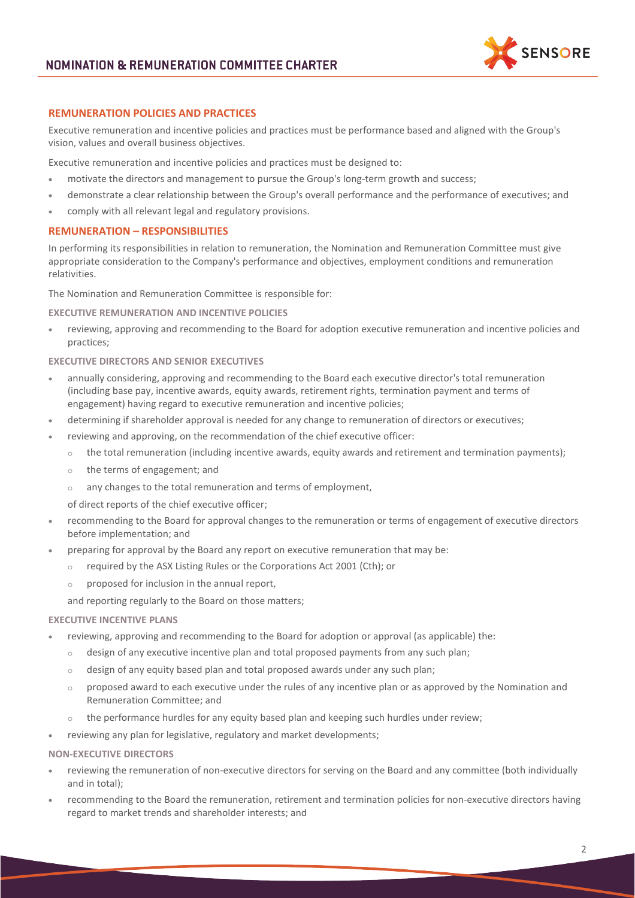## REMUNERATION POLICIES AND PRACTICES

Executive remuneration and incentive policies and practices must be performance based and aligned with the Group's vision, values and overall business objectives.

Executive remuneration and incentive policies and practices must be designed to:

- motivate the directors and management to pursue the Group's long-term growth and success;
- demonstrate a clear relationship between the Group's overall performance and the performance of executives; and
- comply with all relevant legal and regulatory provisions.

## REMUNERATION – RESPONSIBILITIES

In performing its responsibilities in relation to remuneration, the Nomination and Remuneration Committee must give appropriate consideration to the Company's performance and objectives, employment conditions and remuneration relativities.

The Nomination and Remuneration Committee is responsible for:

### EXECUTIVE REMUNERATION AND INCENTIVE POLICIES

- reviewing, approving and recommending to the Board for adoption executive remuneration and incentive policies and practices;

### EXECUTIVE DIRECTORS AND SENIOR EXECUTIVES

- annually considering, approving and recommending to the Board each executive director's total remuneration (including base pay, incentive awards, equity awards, retirement rights, termination payment and terms of engagement) having regard to executive remuneration and incentive policies;
- determining if shareholder approval is needed for any change to remuneration of directors or executives;
- reviewing and approving, on the recommendation of the chief executive officer:
  - the total remuneration (including incentive awards, equity awards and retirement and termination payments);
  - the terms of engagement; and
  - any changes to the total remuneration and terms of employment,

  of direct reports of the chief executive officer;
- recommending to the Board for approval changes to the remuneration or terms of engagement of executive directors before implementation; and
- preparing for approval by the Board any report on executive remuneration that may be:
  - required by the ASX Listing Rules or the Corporations Act 2001 (Cth); or
  - proposed for inclusion in the annual report,

  and reporting regularly to the Board on those matters;

### EXECUTIVE INCENTIVE PLANS

- reviewing, approving and recommending to the Board for adoption or approval (as applicable) the:
  - design of any executive incentive plan and total proposed payments from any such plan;
  - design of any equity based plan and total proposed awards under any such plan;
  - proposed award to each executive under the rules of any incentive plan or as approved by the Nomination and Remuneration Committee; and
  - the performance hurdles for any equity based plan and keeping such hurdles under review;
- reviewing any plan for legislative, regulatory and market developments;

### NON-EXECUTIVE DIRECTORS

- reviewing the remuneration of non-executive directors for serving on the Board and any committee (both individually and in total);
- recommending to the Board the remuneration, retirement and termination policies for non-executive directors having regard to market trends and shareholder interests; and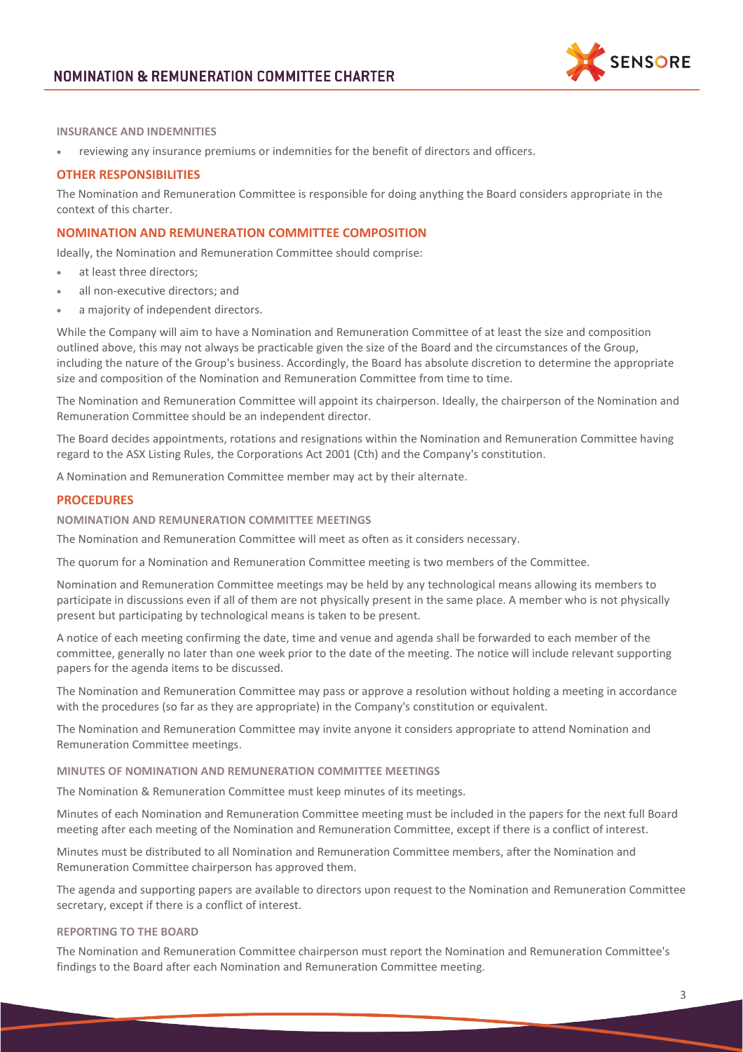#### INSURANCE AND INDEMNITIES

- reviewing any insurance premiums or indemnities for the benefit of directors and officers.

## OTHER RESPONSIBILITIES

The Nomination and Remuneration Committee is responsible for doing anything the Board considers appropriate in the context of this charter.

## NOMINATION AND REMUNERATION COMMITTEE COMPOSITION

Ideally, the Nomination and Remuneration Committee should comprise:

- at least three directors;
- all non-executive directors; and
- a majority of independent directors.

While the Company will aim to have a Nomination and Remuneration Committee of at least the size and composition outlined above, this may not always be practicable given the size of the Board and the circumstances of the Group, including the nature of the Group's business. Accordingly, the Board has absolute discretion to determine the appropriate size and composition of the Nomination and Remuneration Committee from time to time.

The Nomination and Remuneration Committee will appoint its chairperson. Ideally, the chairperson of the Nomination and Remuneration Committee should be an independent director.

The Board decides appointments, rotations and resignations within the Nomination and Remuneration Committee having regard to the ASX Listing Rules, the Corporations Act 2001 (Cth) and the Company's constitution.

A Nomination and Remuneration Committee member may act by their alternate.

## PROCEDURES

#### NOMINATION AND REMUNERATION COMMITTEE MEETINGS

The Nomination and Remuneration Committee will meet as often as it considers necessary.

The quorum for a Nomination and Remuneration Committee meeting is two members of the Committee.

Nomination and Remuneration Committee meetings may be held by any technological means allowing its members to participate in discussions even if all of them are not physically present in the same place. A member who is not physically present but participating by technological means is taken to be present.

A notice of each meeting confirming the date, time and venue and agenda shall be forwarded to each member of the committee, generally no later than one week prior to the date of the meeting. The notice will include relevant supporting papers for the agenda items to be discussed.

The Nomination and Remuneration Committee may pass or approve a resolution without holding a meeting in accordance with the procedures (so far as they are appropriate) in the Company's constitution or equivalent.

The Nomination and Remuneration Committee may invite anyone it considers appropriate to attend Nomination and Remuneration Committee meetings.

#### MINUTES OF NOMINATION AND REMUNERATION COMMITTEE MEETINGS

The Nomination & Remuneration Committee must keep minutes of its meetings.

Minutes of each Nomination and Remuneration Committee meeting must be included in the papers for the next full Board meeting after each meeting of the Nomination and Remuneration Committee, except if there is a conflict of interest.

Minutes must be distributed to all Nomination and Remuneration Committee members, after the Nomination and Remuneration Committee chairperson has approved them.

The agenda and supporting papers are available to directors upon request to the Nomination and Remuneration Committee secretary, except if there is a conflict of interest.

#### REPORTING TO THE BOARD

The Nomination and Remuneration Committee chairperson must report the Nomination and Remuneration Committee's findings to the Board after each Nomination and Remuneration Committee meeting.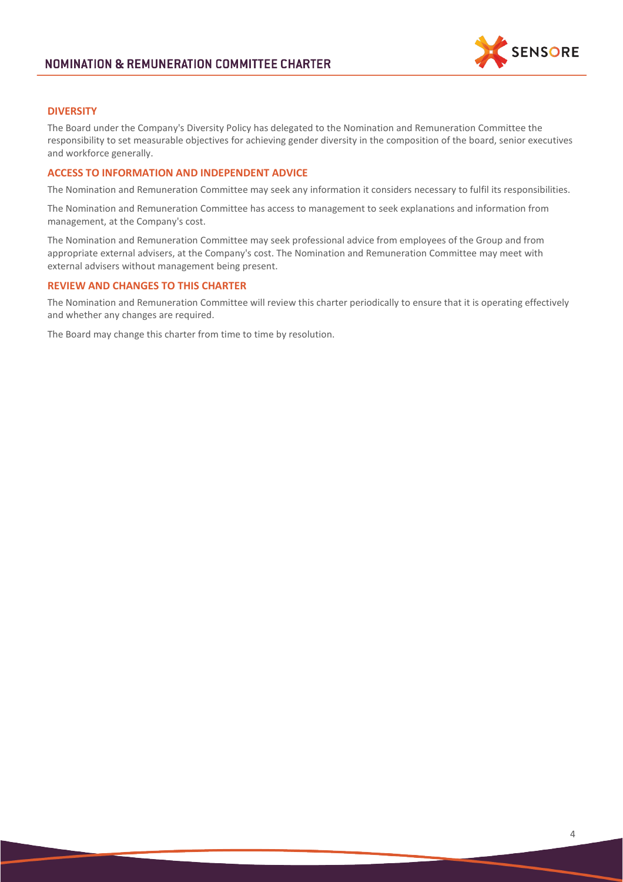## DIVERSITY

The Board under the Company's Diversity Policy has delegated to the Nomination and Remuneration Committee the responsibility to set measurable objectives for achieving gender diversity in the composition of the board, senior executives and workforce generally.

## ACCESS TO INFORMATION AND INDEPENDENT ADVICE

The Nomination and Remuneration Committee may seek any information it considers necessary to fulfil its responsibilities.

The Nomination and Remuneration Committee has access to management to seek explanations and information from management, at the Company's cost.

The Nomination and Remuneration Committee may seek professional advice from employees of the Group and from appropriate external advisers, at the Company's cost. The Nomination and Remuneration Committee may meet with external advisers without management being present.

## REVIEW AND CHANGES TO THIS CHARTER

The Nomination and Remuneration Committee will review this charter periodically to ensure that it is operating effectively and whether any changes are required.

The Board may change this charter from time to time by resolution.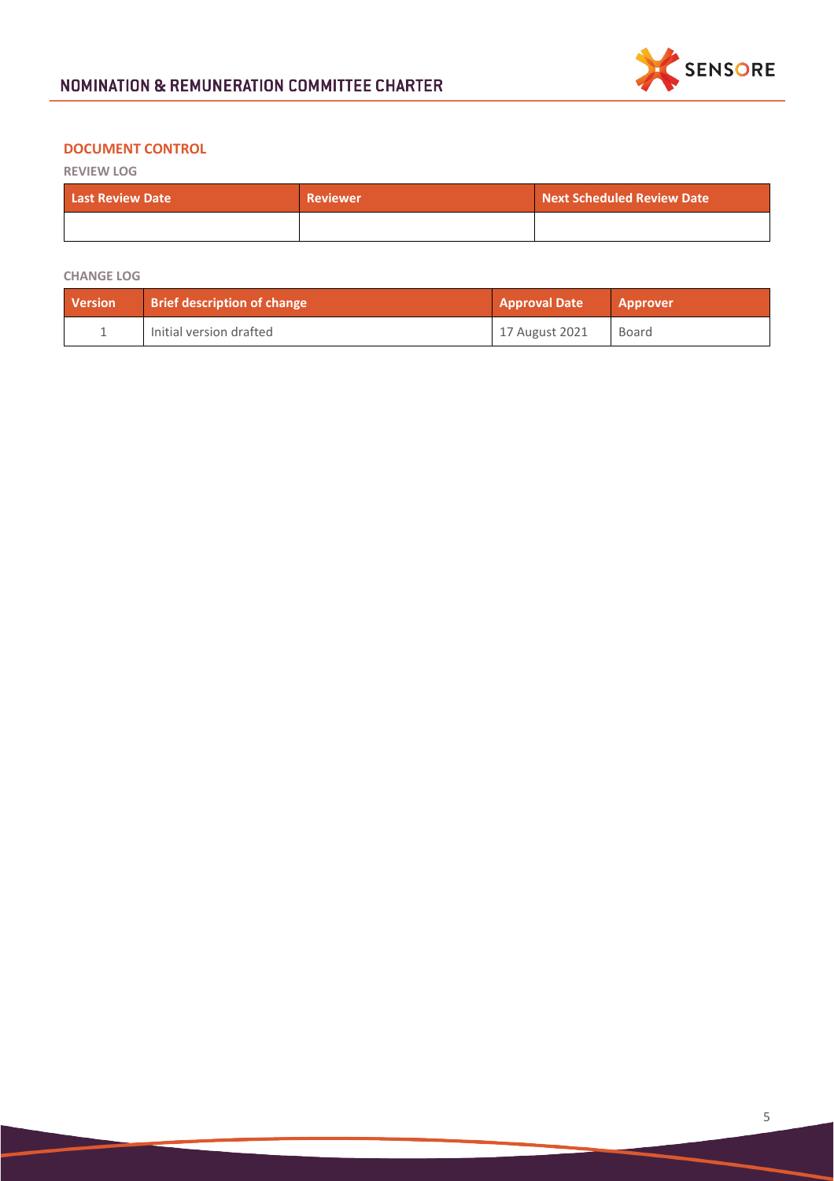## DOCUMENT CONTROL

### REVIEW LOG

| Last Review Date | Reviewer | Next Scheduled Review Date |
|---|---|---|
| | | |

### CHANGE LOG

| Version | Brief description of change | Approval Date | Approver |
|---|---|---|---|
| 1 | Initial version drafted | 17 August 2021 | Board |